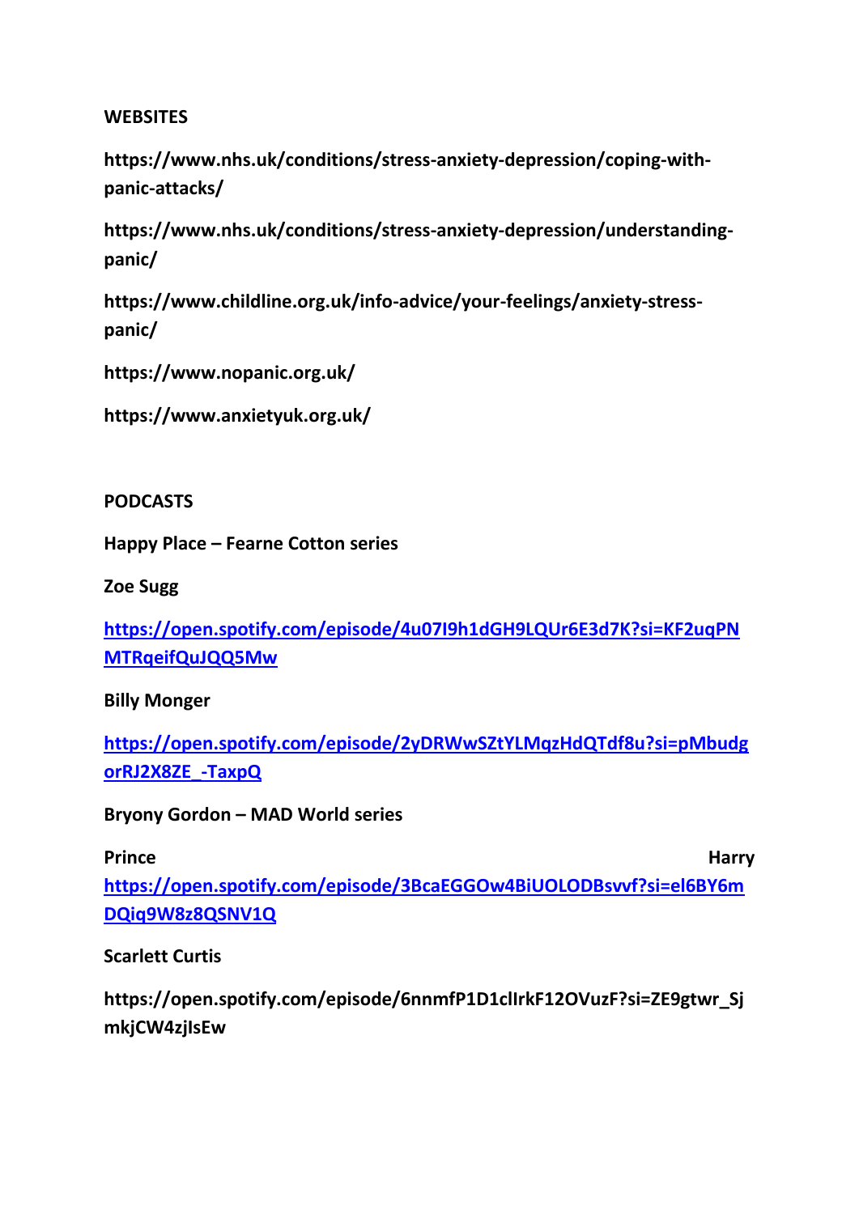**WEBSITES**

**https://www.nhs.uk/conditions/stress-anxiety-depression/coping-with-panic-attacks/**

**https://www.nhs.uk/conditions/stress-anxiety-depression/understanding-panic/**

**https://www.childline.org.uk/info-advice/your-feelings/anxiety-stress-panic/**

**https://www.nopanic.org.uk/**

**https://www.anxietyuk.org.uk/**

**PODCASTS**

**Happy Place – Fearne Cotton series**

**Zoe Sugg**

**https://open.spotify.com/episode/4u07I9h1dGH9LQUr6E3d7K?si=KF2uqPNMTRqeifQuJQQ5Mw**

**Billy Monger**

**https://open.spotify.com/episode/2yDRWwSZtYLMqzHdQTdf8u?si=pMbudgorRJ2X8ZE_-TaxpQ**

**Bryony Gordon – MAD World series**

**Prince Harry**
**https://open.spotify.com/episode/3BcaEGGOw4BiUOLODBsvvf?si=el6BY6mDQiq9W8z8QSNV1Q**

**Scarlett Curtis**

**https://open.spotify.com/episode/6nnmfP1D1clIrkF12OVuzF?si=ZE9gtwr_SjmkjCW4zjlsEw**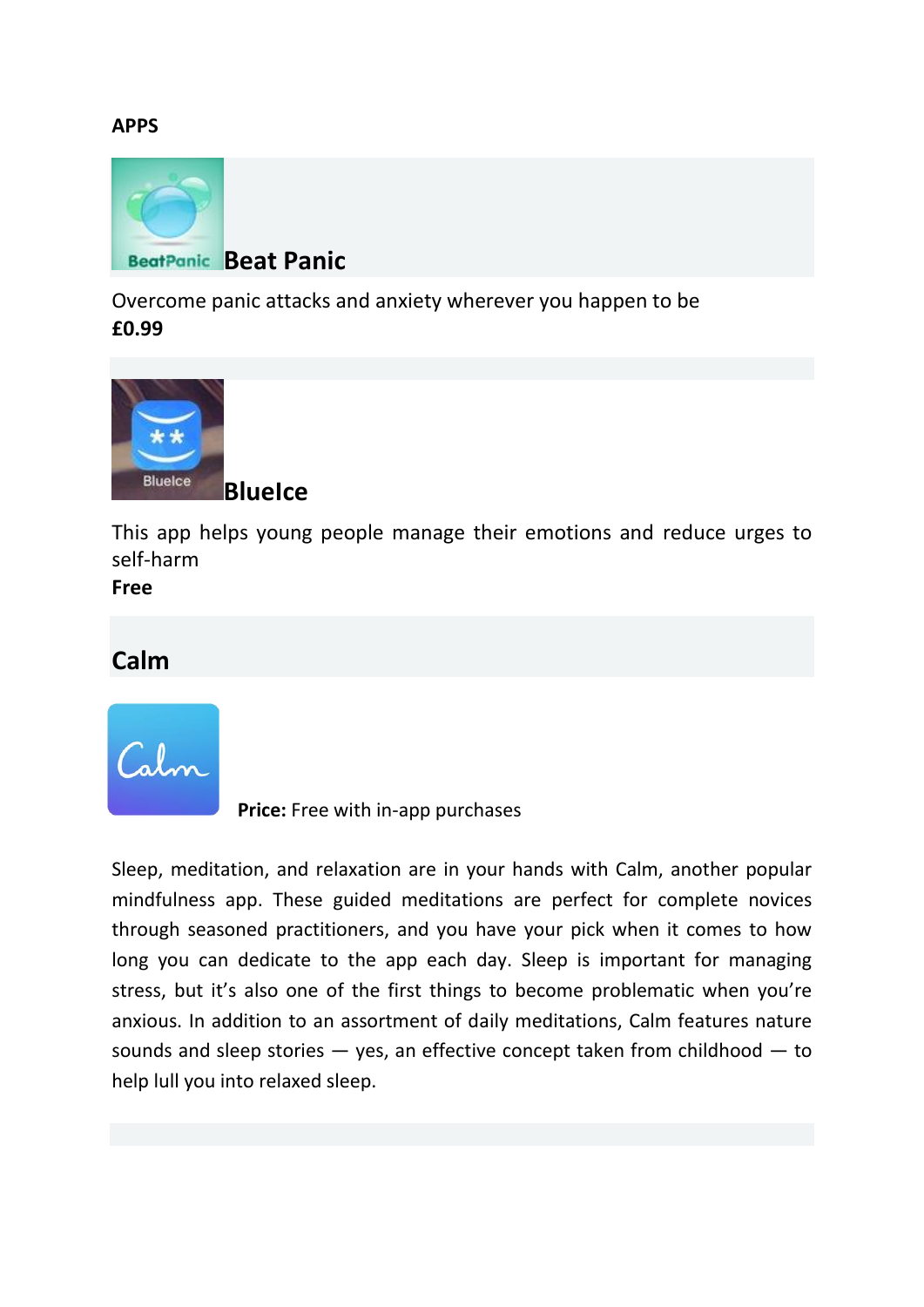**APPS**

## Beat Panic

Overcome panic attacks and anxiety wherever you happen to be
**£0.99**

## BlueIce

This app helps young people manage their emotions and reduce urges to self-harm
**Free**

## Calm

**Price:** Free with in-app purchases

Sleep, meditation, and relaxation are in your hands with Calm, another popular mindfulness app. These guided meditations are perfect for complete novices through seasoned practitioners, and you have your pick when it comes to how long you can dedicate to the app each day. Sleep is important for managing stress, but it's also one of the first things to become problematic when you're anxious. In addition to an assortment of daily meditations, Calm features nature sounds and sleep stories — yes, an effective concept taken from childhood — to help lull you into relaxed sleep.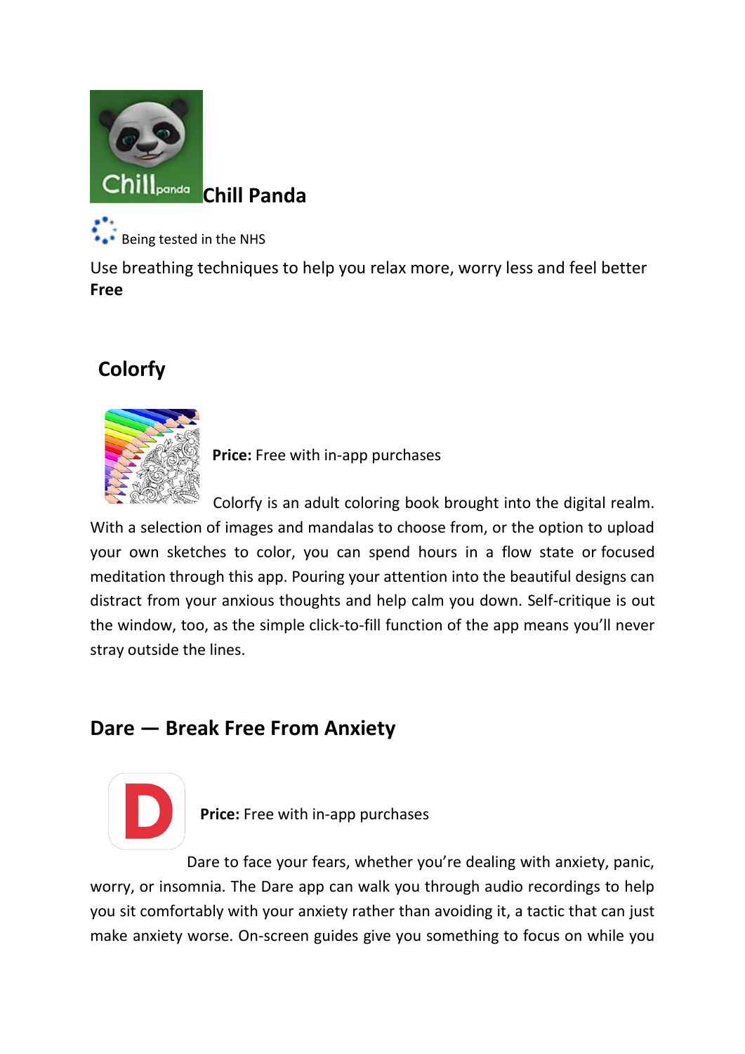## Chill Panda

Being tested in the NHS

Use breathing techniques to help you relax more, worry less and feel better
**Free**

## Colorfy

**Price:** Free with in-app purchases

Colorfy is an adult coloring book brought into the digital realm. With a selection of images and mandalas to choose from, or the option to upload your own sketches to color, you can spend hours in a flow state or focused meditation through this app. Pouring your attention into the beautiful designs can distract from your anxious thoughts and help calm you down. Self-critique is out the window, too, as the simple click-to-fill function of the app means you'll never stray outside the lines.

## Dare — Break Free From Anxiety

**Price:** Free with in-app purchases

Dare to face your fears, whether you're dealing with anxiety, panic, worry, or insomnia. The Dare app can walk you through audio recordings to help you sit comfortably with your anxiety rather than avoiding it, a tactic that can just make anxiety worse. On-screen guides give you something to focus on while you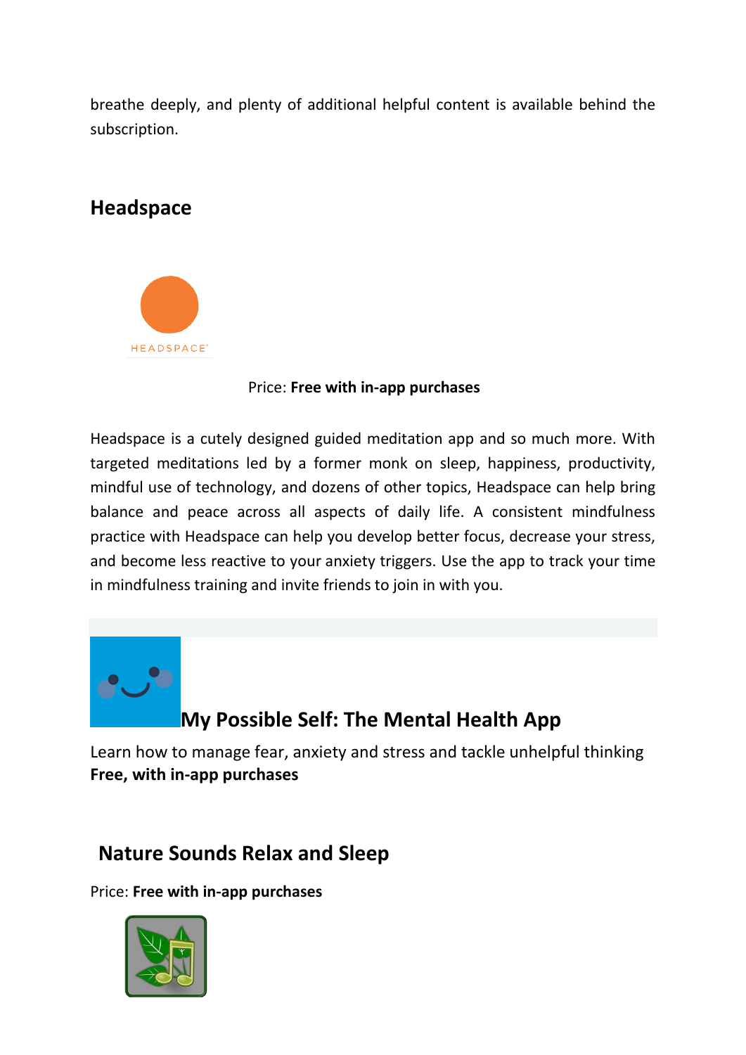breathe deeply, and plenty of additional helpful content is available behind the subscription.

## Headspace

HEADSPACE

Price: **Free with in-app purchases**

Headspace is a cutely designed guided meditation app and so much more. With targeted meditations led by a former monk on sleep, happiness, productivity, mindful use of technology, and dozens of other topics, Headspace can help bring balance and peace across all aspects of daily life. A consistent mindfulness practice with Headspace can help you develop better focus, decrease your stress, and become less reactive to your anxiety triggers. Use the app to track your time in mindfulness training and invite friends to join in with you.

## My Possible Self: The Mental Health App

Learn how to manage fear, anxiety and stress and tackle unhelpful thinking
**Free, with in-app purchases**

## Nature Sounds Relax and Sleep

Price: **Free with in-app purchases**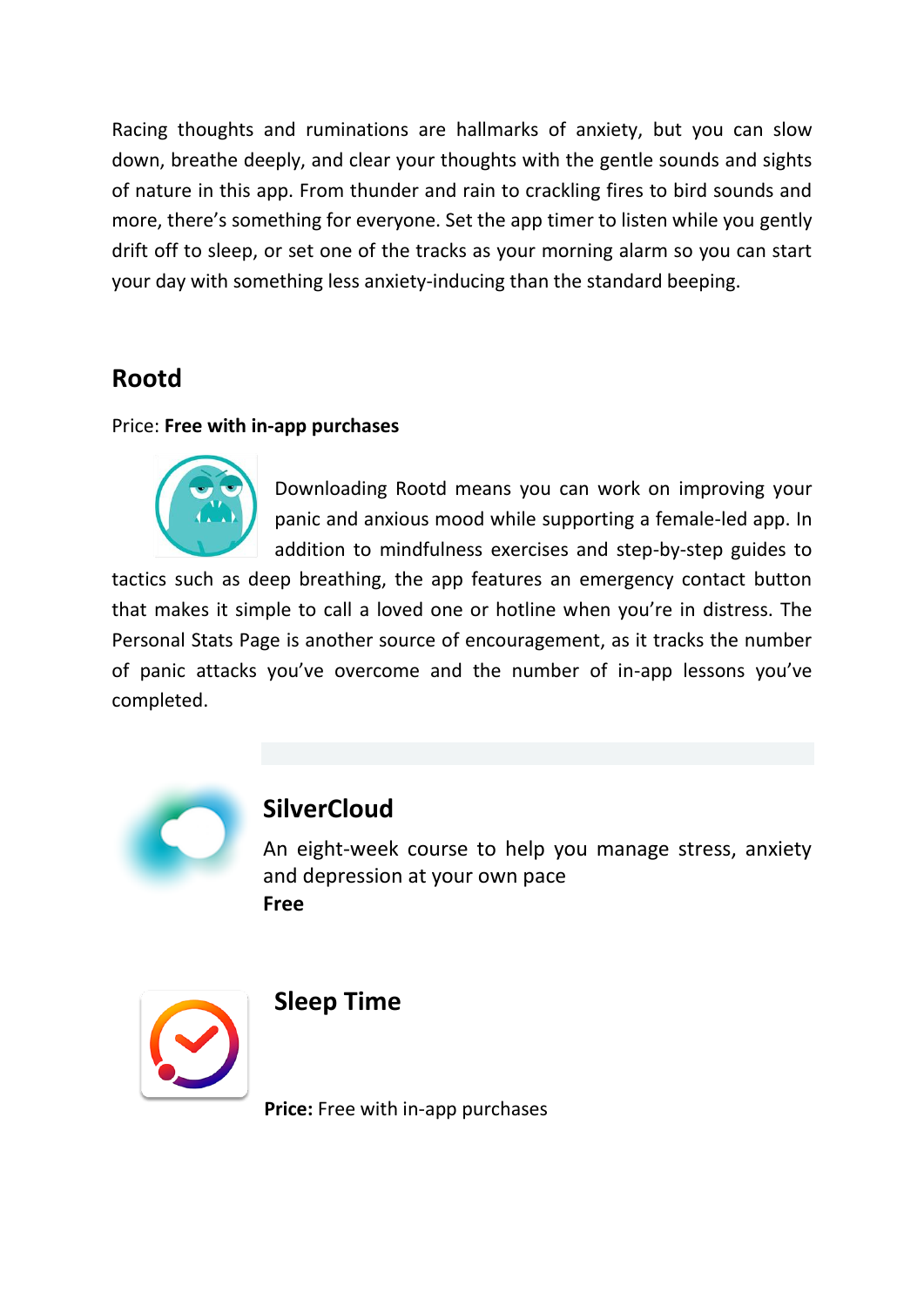Racing thoughts and ruminations are hallmarks of anxiety, but you can slow down, breathe deeply, and clear your thoughts with the gentle sounds and sights of nature in this app. From thunder and rain to crackling fires to bird sounds and more, there's something for everyone. Set the app timer to listen while you gently drift off to sleep, or set one of the tracks as your morning alarm so you can start your day with something less anxiety-inducing than the standard beeping.

## Rootd

Price: **Free with in-app purchases**

Downloading Rootd means you can work on improving your panic and anxious mood while supporting a female-led app. In addition to mindfulness exercises and step-by-step guides to tactics such as deep breathing, the app features an emergency contact button that makes it simple to call a loved one or hotline when you're in distress. The Personal Stats Page is another source of encouragement, as it tracks the number of panic attacks you've overcome and the number of in-app lessons you've completed.

## SilverCloud

An eight-week course to help you manage stress, anxiety and depression at your own pace
**Free**

## Sleep Time

**Price:** Free with in-app purchases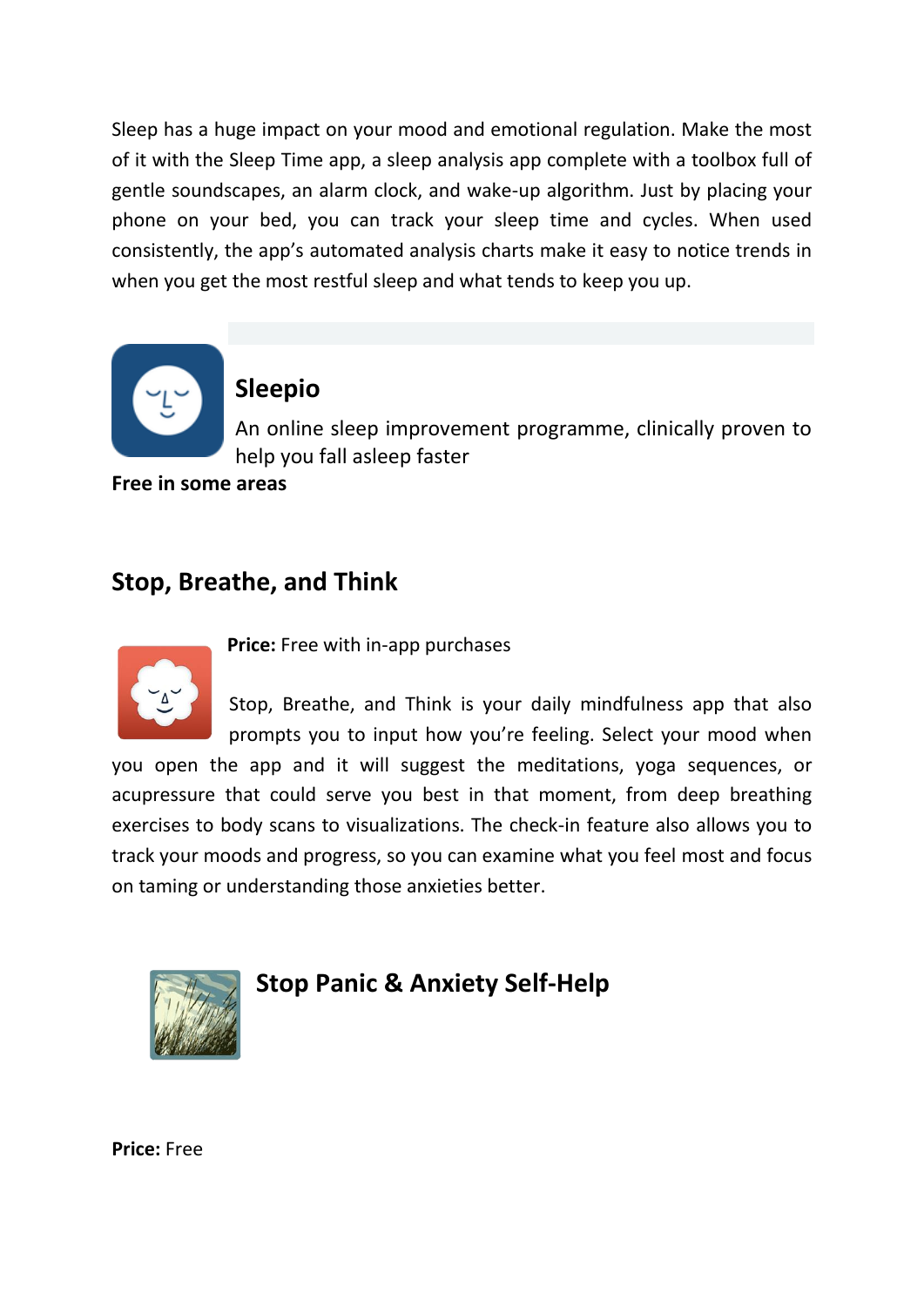Sleep has a huge impact on your mood and emotional regulation. Make the most of it with the Sleep Time app, a sleep analysis app complete with a toolbox full of gentle soundscapes, an alarm clock, and wake-up algorithm. Just by placing your phone on your bed, you can track your sleep time and cycles. When used consistently, the app's automated analysis charts make it easy to notice trends in when you get the most restful sleep and what tends to keep you up.

## Sleepio

An online sleep improvement programme, clinically proven to help you fall asleep faster

**Free in some areas**

## Stop, Breathe, and Think

**Price:** Free with in-app purchases

Stop, Breathe, and Think is your daily mindfulness app that also prompts you to input how you're feeling. Select your mood when you open the app and it will suggest the meditations, yoga sequences, or acupressure that could serve you best in that moment, from deep breathing exercises to body scans to visualizations. The check-in feature also allows you to track your moods and progress, so you can examine what you feel most and focus on taming or understanding those anxieties better.

## Stop Panic & Anxiety Self-Help

**Price:** Free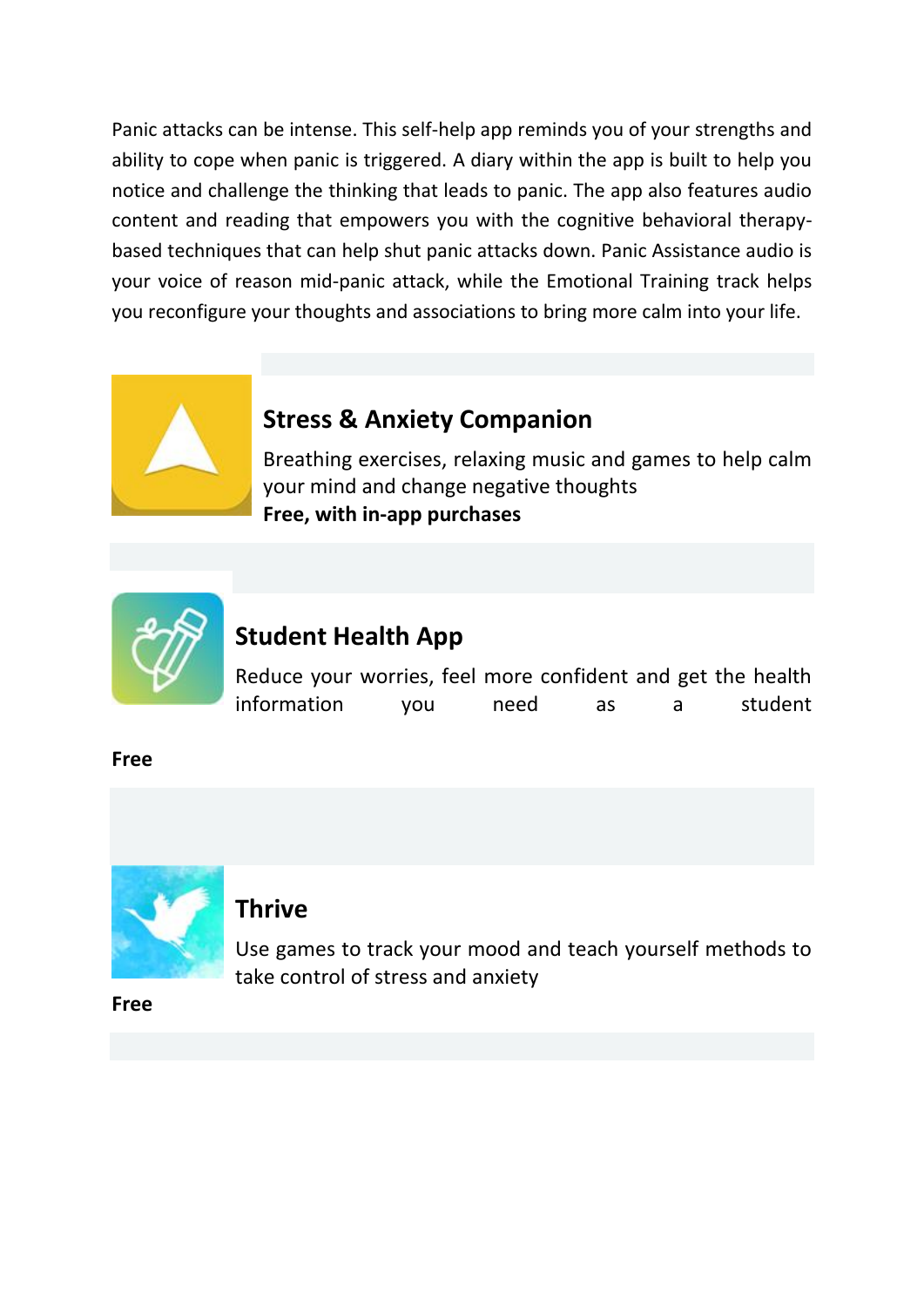Panic attacks can be intense. This self-help app reminds you of your strengths and ability to cope when panic is triggered. A diary within the app is built to help you notice and challenge the thinking that leads to panic. The app also features audio content and reading that empowers you with the cognitive behavioral therapy-based techniques that can help shut panic attacks down. Panic Assistance audio is your voice of reason mid-panic attack, while the Emotional Training track helps you reconfigure your thoughts and associations to bring more calm into your life.

### Stress & Anxiety Companion

Breathing exercises, relaxing music and games to help calm your mind and change negative thoughts

**Free, with in-app purchases**

### Student Health App

Reduce your worries, feel more confident and get the health information you need as a student

**Free**

### Thrive

Use games to track your mood and teach yourself methods to take control of stress and anxiety

**Free**